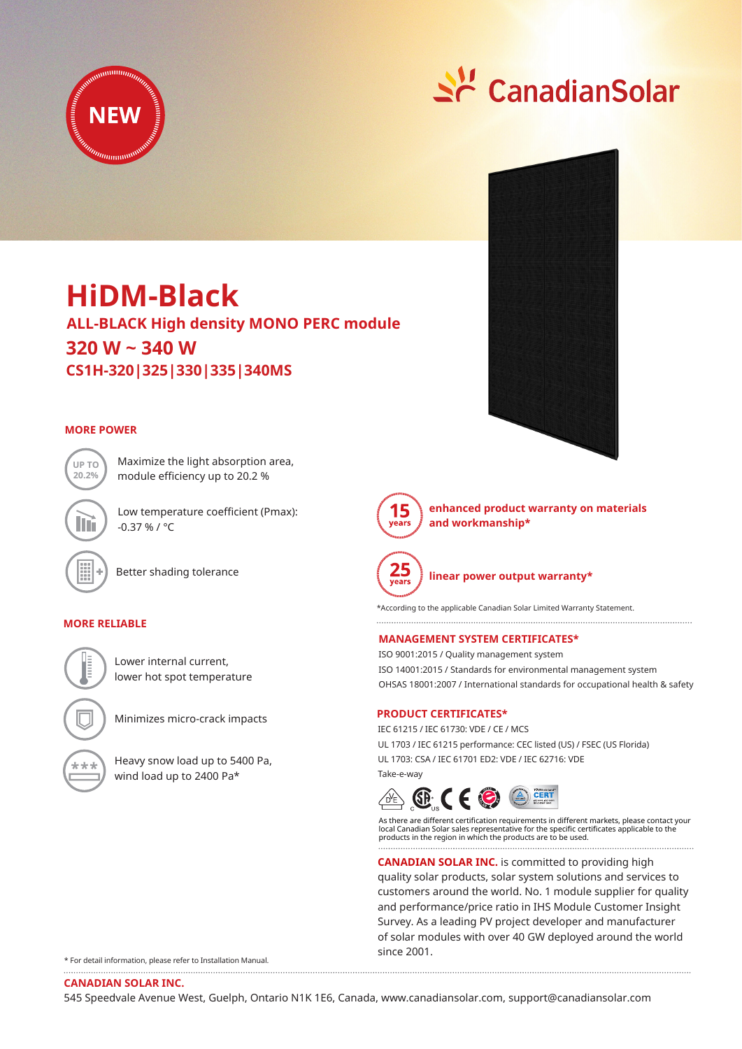NEW

CanadianSolar

# HiDM-Black

## ALL-BLACK High density MONO PERC module

## 320 W ~ 340 W

## CS1H-320|325|330|335|340MS

### MORE POWER

UP TO 20.2% — Maximize the light absorption area, module efficiency up to 20.2 %

Low temperature coefficient (Pmax): -0.37 % / °C

Better shading tolerance

### MORE RELIABLE

Lower internal current, lower hot spot temperature

Minimizes micro-crack impacts

Heavy snow load up to 5400 Pa, wind load up to 2400 Pa*

**15 years** — **enhanced product warranty on materials and workmanship***

**25 years** — **linear power output warranty***

*According to the applicable Canadian Solar Limited Warranty Statement.

### MANAGEMENT SYSTEM CERTIFICATES*

ISO 9001:2015 / Quality management system
ISO 14001:2015 / Standards for environmental management system
OHSAS 18001:2007 / International standards for occupational health & safety

### PRODUCT CERTIFICATES*

IEC 61215 / IEC 61730: VDE / CE / MCS
UL 1703 / IEC 61215 performance: CEC listed (US) / FSEC (US Florida)
UL 1703: CSA / IEC 61701 ED2: VDE / IEC 62716: VDE
Take-e-way

As there are different certification requirements in different markets, please contact your local Canadian Solar sales representative for the specific certificates applicable to the products in the region in which the products are to be used.

**CANADIAN SOLAR INC.** is committed to providing high quality solar products, solar system solutions and services to customers around the world. No. 1 module supplier for quality and performance/price ratio in IHS Module Customer Insight Survey. As a leading PV project developer and manufacturer of solar modules with over 40 GW deployed around the world since 2001.

* For detail information, please refer to Installation Manual.

**CANADIAN SOLAR INC.**
545 Speedvale Avenue West, Guelph, Ontario N1K 1E6, Canada, www.canadiansolar.com, support@canadiansolar.com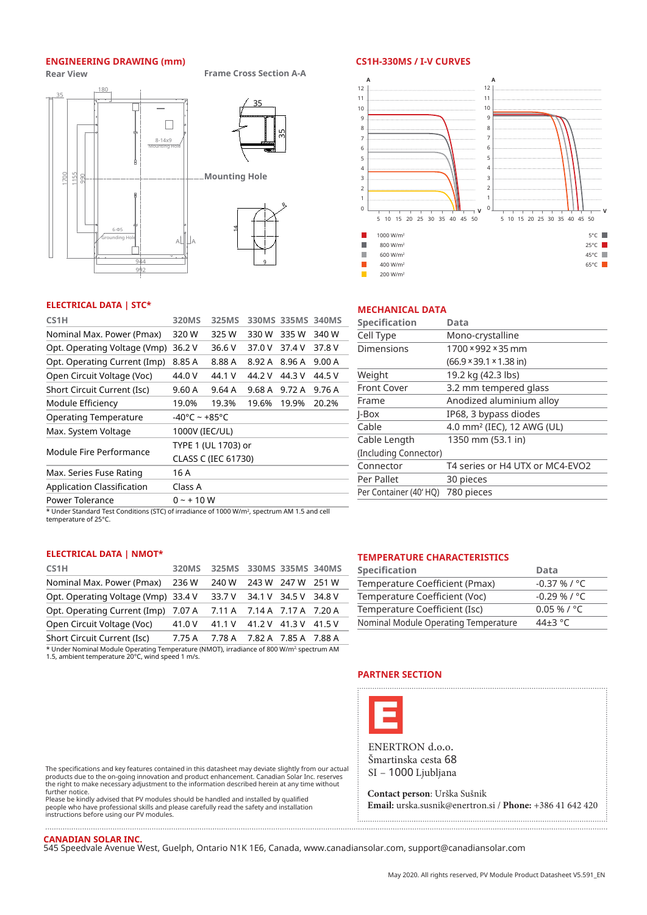## ENGINEERING DRAWING (mm)

Rear View

Frame Cross Section A-A

Mounting Hole

35
180
8-14x9
Mounting Hole
1700
1155
990
6-Φ5
Grounding Hole
A A
944
992
35
35
14
9

## CS1H-330MS / I-V CURVES

A
12
11
10
9
8
7
6
5
4
3
2
1
0
5 10 15 20 25 30 35 40 45 50 V

A
12
11
10
9
8
7
6
5
4
3
2
1
0
5 10 15 20 25 30 35 40 45 50 V

1000 W/m²
800 W/m²
600 W/m²
400 W/m²
200 W/m²

5°C
25°C
45°C
65°C

## ELECTRICAL DATA | STC*

| CS1H | 320MS | 325MS | 330MS | 335MS | 340MS |
|---|---|---|---|---|---|
| Nominal Max. Power (Pmax) | 320 W | 325 W | 330 W | 335 W | 340 W |
| Opt. Operating Voltage (Vmp) | 36.2 V | 36.6 V | 37.0 V | 37.4 V | 37.8 V |
| Opt. Operating Current (Imp) | 8.85 A | 8.88 A | 8.92 A | 8.96 A | 9.00 A |
| Open Circuit Voltage (Voc) | 44.0 V | 44.1 V | 44.2 V | 44.3 V | 44.5 V |
| Short Circuit Current (Isc) | 9.60 A | 9.64 A | 9.68 A | 9.72 A | 9.76 A |
| Module Efficiency | 19.0% | 19.3% | 19.6% | 19.9% | 20.2% |
| Operating Temperature | -40°C ~ +85°C | | | | |
| Max. System Voltage | 1000V (IEC/UL) | | | | |
| Module Fire Performance | TYPE 1 (UL 1703) or CLASS C (IEC 61730) | | | | |
| Max. Series Fuse Rating | 16 A | | | | |
| Application Classification | Class A | | | | |
| Power Tolerance | 0 ~ + 10 W | | | | |

* Under Standard Test Conditions (STC) of irradiance of 1000 W/m², spectrum AM 1.5 and cell temperature of 25°C.

## MECHANICAL DATA

| Specification | Data |
|---|---|
| Cell Type | Mono-crystalline |
| Dimensions | 1700 × 992 × 35 mm (66.9 × 39.1 × 1.38 in) |
| Weight | 19.2 kg (42.3 lbs) |
| Front Cover | 3.2 mm tempered glass |
| Frame | Anodized aluminium alloy |
| J-Box | IP68, 3 bypass diodes |
| Cable | 4.0 mm² (IEC), 12 AWG (UL) |
| Cable Length (Including Connector) | 1350 mm (53.1 in) |
| Connector | T4 series or H4 UTX or MC4-EVO2 |
| Per Pallet | 30 pieces |
| Per Container (40' HQ) | 780 pieces |

## ELECTRICAL DATA | NMOT*

| CS1H | 320MS | 325MS | 330MS | 335MS | 340MS |
|---|---|---|---|---|---|
| Nominal Max. Power (Pmax) | 236 W | 240 W | 243 W | 247 W | 251 W |
| Opt. Operating Voltage (Vmp) | 33.4 V | 33.7 V | 34.1 V | 34.5 V | 34.8 V |
| Opt. Operating Current (Imp) | 7.07 A | 7.11 A | 7.14 A | 7.17 A | 7.20 A |
| Open Circuit Voltage (Voc) | 41.0 V | 41.1 V | 41.2 V | 41.3 V | 41.5 V |
| Short Circuit Current (Isc) | 7.75 A | 7.78 A | 7.82 A | 7.85 A | 7.88 A |

* Under Nominal Module Operating Temperature (NMOT), irradiance of 800 W/m² spectrum AM 1.5, ambient temperature 20°C, wind speed 1 m/s.

## TEMPERATURE CHARACTERISTICS

| Specification | Data |
|---|---|
| Temperature Coefficient (Pmax) | -0.37 % / °C |
| Temperature Coefficient (Voc) | -0.29 % / °C |
| Temperature Coefficient (Isc) | 0.05 % / °C |
| Nominal Module Operating Temperature | 44±3 °C |

## PARTNER SECTION

ENERTRON d.o.o.
Šmartinska cesta 68
SI – 1000 Ljubljana

**Contact person**: Urška Sušnik
**Email:** urska.susnik@enertron.si / **Phone:** +386 41 642 420

The specifications and key features contained in this datasheet may deviate slightly from our actual products due to the on-going innovation and product enhancement. Canadian Solar Inc. reserves the right to make necessary adjustment to the information described herein at any time without further notice.
Please be kindly advised that PV modules should be handled and installed by qualified people who have professional skills and please carefully read the safety and installation instructions before using our PV modules.

**CANADIAN SOLAR INC.**
545 Speedvale Avenue West, Guelph, Ontario N1K 1E6, Canada, www.canadiansolar.com, support@canadiansolar.com

May 2020. All rights reserved, PV Module Product Datasheet V5.591_EN